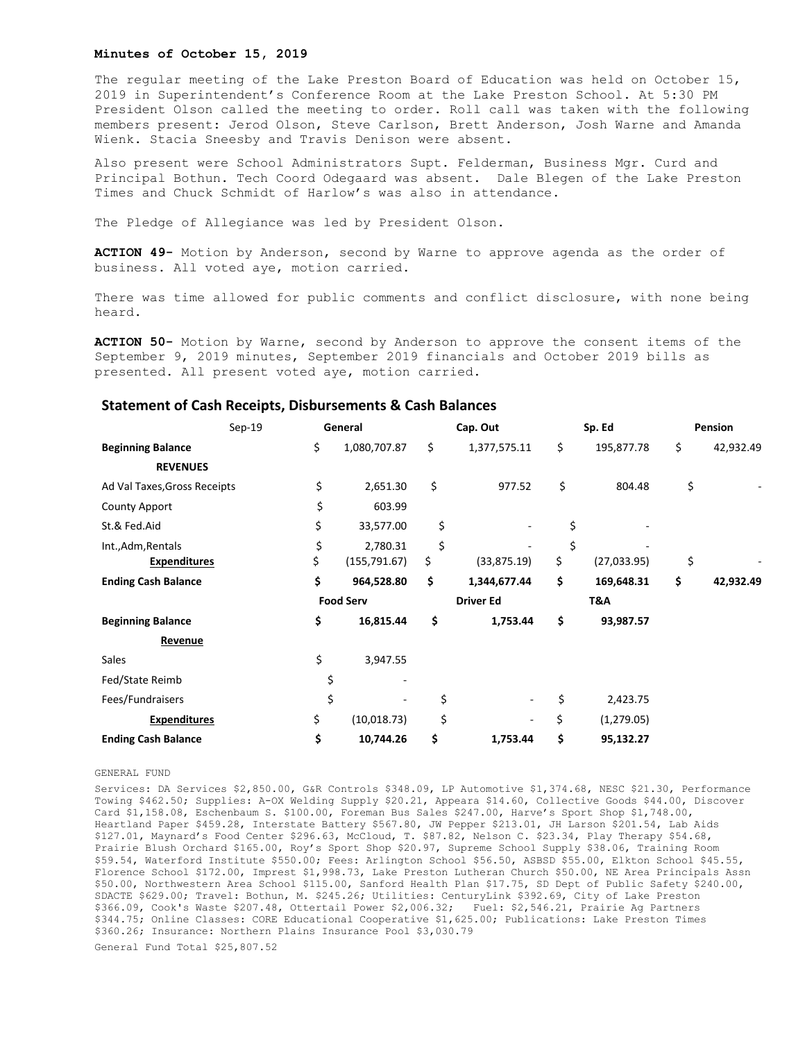**Minutes of October 15, 2019**

The regular meeting of the Lake Preston Board of Education was held on October 15, 2019 in Superintendent's Conference Room at the Lake Preston School. At 5:30 PM President Olson called the meeting to order. Roll call was taken with the following members present: Jerod Olson, Steve Carlson, Brett Anderson, Josh Warne and Amanda Wienk. Stacia Sneesby and Travis Denison were absent.

Also present were School Administrators Supt. Felderman, Business Mgr. Curd and Principal Bothun. Tech Coord Odegaard was absent. Dale Blegen of the Lake Preston Times and Chuck Schmidt of Harlow's was also in attendance.

The Pledge of Allegiance was led by President Olson.

**ACTION 49-** Motion by Anderson, second by Warne to approve agenda as the order of business. All voted aye, motion carried.

There was time allowed for public comments and conflict disclosure, with none being heard.

**ACTION 50-** Motion by Warne, second by Anderson to approve the consent items of the September 9, 2019 minutes, September 2019 financials and October 2019 bills as presented. All present voted aye, motion carried.

## Statement of Cash Receipts, Disbursements & Cash Balances

| Sep-19 | General | Cap. Out | Sp. Ed | Pension |
|---|---|---|---|---|
| **Beginning Balance** | $ 1,080,707.87 | $ 1,377,575.11 | $ 195,877.78 | $ 42,932.49 |
| **REVENUES** | | | | |
| Ad Val Taxes,Gross Receipts | $ 2,651.30 | $ 977.52 | $ 804.48 | $ - |
| County Apport | $ 603.99 | | | |
| St.& Fed.Aid | $ 33,577.00 | $ - | $ - | |
| Int.,Adm,Rentals | $ 2,780.31 | $ - | $ - | |
| **Expenditures** | $ (155,791.67) | $ (33,875.19) | $ (27,033.95) | $ - |
| **Ending Cash Balance** | **$ 964,528.80** | **$ 1,344,677.44** | **$ 169,648.31** | **$ 42,932.49** |
| | **Food Serv** | **Driver Ed** | **T&A** | |
| **Beginning Balance** | **$ 16,815.44** | **$ 1,753.44** | **$ 93,987.57** | |
| **Revenue** | | | | |
| Sales | $ 3,947.55 | | | |
| Fed/State Reimb | $ - | | | |
| Fees/Fundraisers | $ - | $ - | $ 2,423.75 | |
| **Expenditures** | $ (10,018.73) | $ - | $ (1,279.05) | |
| **Ending Cash Balance** | **$ 10,744.26** | **$ 1,753.44** | **$ 95,132.27** | |

GENERAL FUND

Services: DA Services $2,850.00, G&R Controls $348.09, LP Automotive $1,374.68, NESC $21.30, Performance Towing $462.50; Supplies: A-OX Welding Supply $20.21, Appeara $14.60, Collective Goods $44.00, Discover Card $1,158.08, Eschenbaum S. $100.00, Foreman Bus Sales $247.00, Harve's Sport Shop $1,748.00, Heartland Paper $459.28, Interstate Battery $567.80, JW Pepper $213.01, JH Larson $201.54, Lab Aids $127.01, Maynard's Food Center $296.63, McCloud, T. $87.82, Nelson C. $23.34, Play Therapy $54.68, Prairie Blush Orchard $165.00, Roy's Sport Shop $20.97, Supreme School Supply $38.06, Training Room $59.54, Waterford Institute $550.00; Fees: Arlington School $56.50, ASBSD $55.00, Elkton School $45.55, Florence School $172.00, Imprest $1,998.73, Lake Preston Lutheran Church $50.00, NE Area Principals Assn $50.00, Northwestern Area School $115.00, Sanford Health Plan $17.75, SD Dept of Public Safety $240.00, SDACTE $629.00; Travel: Bothun, M. $245.26; Utilities: CenturyLink $392.69, City of Lake Preston $366.09, Cook's Waste $207.48, Ottertail Power $2,006.32; Fuel: $2,546.21, Prairie Ag Partners $344.75; Online Classes: CORE Educational Cooperative $1,625.00; Publications: Lake Preston Times $360.26; Insurance: Northern Plains Insurance Pool $3,030.79

General Fund Total $25,807.52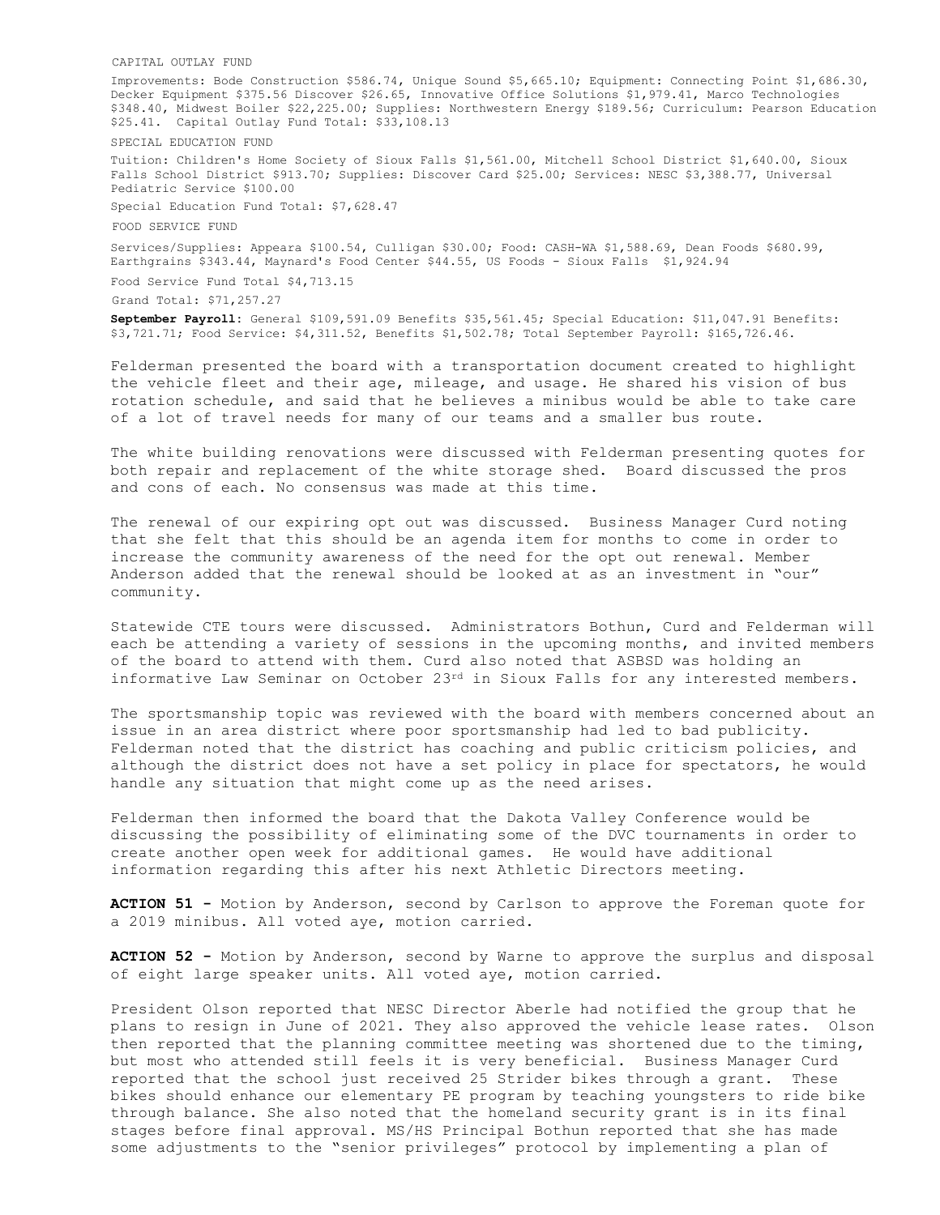CAPITAL OUTLAY FUND

Improvements: Bode Construction $586.74, Unique Sound $5,665.10; Equipment: Connecting Point $1,686.30, Decker Equipment $375.56 Discover $26.65, Innovative Office Solutions $1,979.41, Marco Technologies $348.40, Midwest Boiler $22,225.00; Supplies: Northwestern Energy $189.56; Curriculum: Pearson Education $25.41. Capital Outlay Fund Total: $33,108.13

SPECIAL EDUCATION FUND

Tuition: Children's Home Society of Sioux Falls $1,561.00, Mitchell School District $1,640.00, Sioux Falls School District $913.70; Supplies: Discover Card $25.00; Services: NESC $3,388.77, Universal Pediatric Service $100.00

Special Education Fund Total: $7,628.47

FOOD SERVICE FUND

Services/Supplies: Appeara $100.54, Culligan $30.00; Food: CASH-WA $1,588.69, Dean Foods $680.99, Earthgrains $343.44, Maynard's Food Center $44.55, US Foods - Sioux Falls $1,924.94

Food Service Fund Total $4,713.15

Grand Total: $71,257.27

**September Payroll**: General $109,591.09 Benefits $35,561.45; Special Education: $11,047.91 Benefits: $3,721.71; Food Service: $4,311.52, Benefits $1,502.78; Total September Payroll: $165,726.46.

Felderman presented the board with a transportation document created to highlight the vehicle fleet and their age, mileage, and usage. He shared his vision of bus rotation schedule, and said that he believes a minibus would be able to take care of a lot of travel needs for many of our teams and a smaller bus route.

The white building renovations were discussed with Felderman presenting quotes for both repair and replacement of the white storage shed. Board discussed the pros and cons of each. No consensus was made at this time.

The renewal of our expiring opt out was discussed. Business Manager Curd noting that she felt that this should be an agenda item for months to come in order to increase the community awareness of the need for the opt out renewal. Member Anderson added that the renewal should be looked at as an investment in "our" community.

Statewide CTE tours were discussed. Administrators Bothun, Curd and Felderman will each be attending a variety of sessions in the upcoming months, and invited members of the board to attend with them. Curd also noted that ASBSD was holding an informative Law Seminar on October 23rd in Sioux Falls for any interested members.

The sportsmanship topic was reviewed with the board with members concerned about an issue in an area district where poor sportsmanship had led to bad publicity. Felderman noted that the district has coaching and public criticism policies, and although the district does not have a set policy in place for spectators, he would handle any situation that might come up as the need arises.

Felderman then informed the board that the Dakota Valley Conference would be discussing the possibility of eliminating some of the DVC tournaments in order to create another open week for additional games. He would have additional information regarding this after his next Athletic Directors meeting.

**ACTION 51 -** Motion by Anderson, second by Carlson to approve the Foreman quote for a 2019 minibus. All voted aye, motion carried.

**ACTION 52 -** Motion by Anderson, second by Warne to approve the surplus and disposal of eight large speaker units. All voted aye, motion carried.

President Olson reported that NESC Director Aberle had notified the group that he plans to resign in June of 2021. They also approved the vehicle lease rates. Olson then reported that the planning committee meeting was shortened due to the timing, but most who attended still feels it is very beneficial. Business Manager Curd reported that the school just received 25 Strider bikes through a grant. These bikes should enhance our elementary PE program by teaching youngsters to ride bike through balance. She also noted that the homeland security grant is in its final stages before final approval. MS/HS Principal Bothun reported that she has made some adjustments to the "senior privileges" protocol by implementing a plan of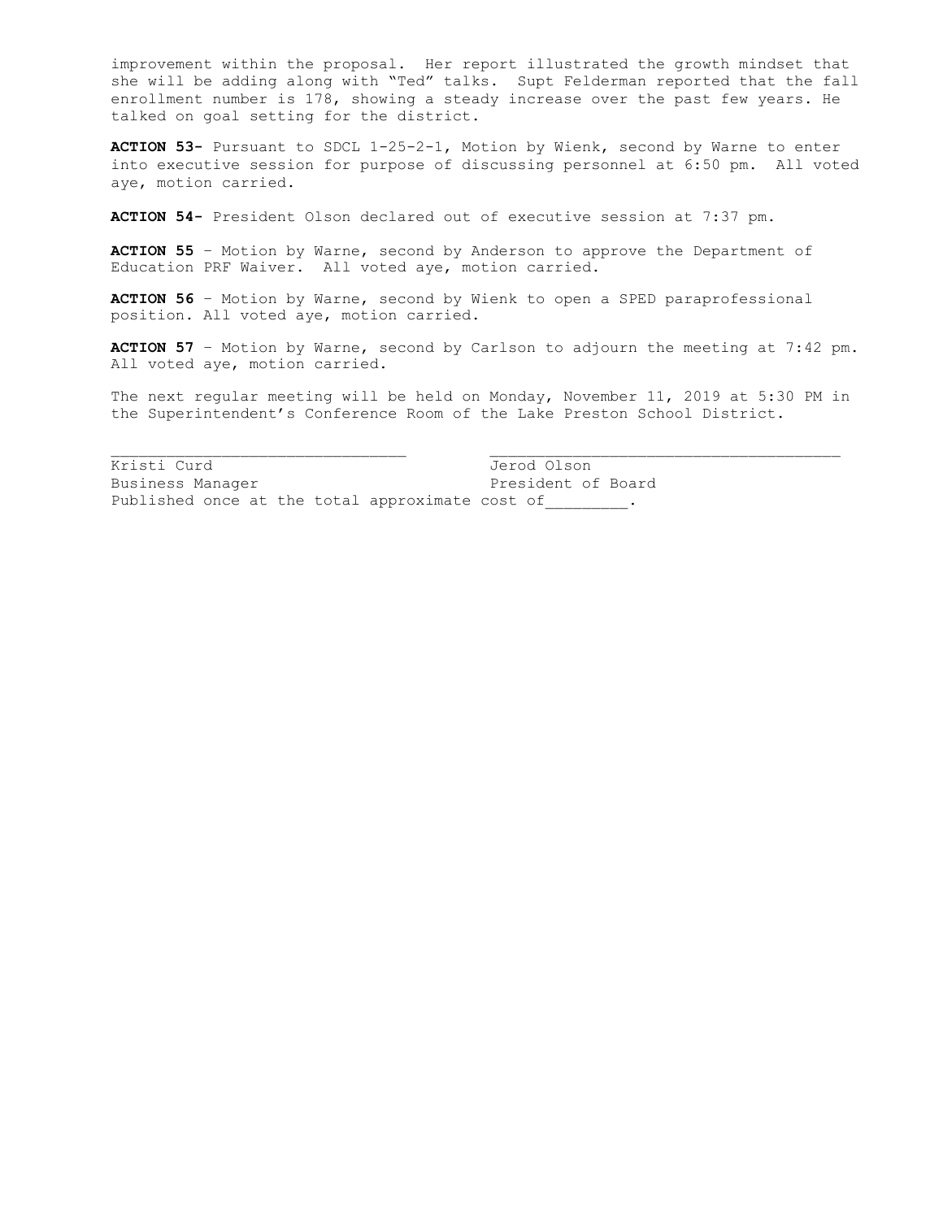improvement within the proposal. Her report illustrated the growth mindset that she will be adding along with "Ted" talks. Supt Felderman reported that the fall enrollment number is 178, showing a steady increase over the past few years. He talked on goal setting for the district.

**ACTION 53-** Pursuant to SDCL 1-25-2-1, Motion by Wienk, second by Warne to enter into executive session for purpose of discussing personnel at 6:50 pm. All voted aye, motion carried.

**ACTION 54-** President Olson declared out of executive session at 7:37 pm.

**ACTION 55** – Motion by Warne, second by Anderson to approve the Department of Education PRF Waiver. All voted aye, motion carried.

**ACTION 56** – Motion by Warne, second by Wienk to open a SPED paraprofessional position. All voted aye, motion carried.

**ACTION 57** – Motion by Warne, second by Carlson to adjourn the meeting at 7:42 pm. All voted aye, motion carried.

The next regular meeting will be held on Monday, November 11, 2019 at 5:30 PM in the Superintendent's Conference Room of the Lake Preston School District.

| | |
|---|---|
| _______________________________ | _____________________________________ |
| Kristi Curd | Jerod Olson |
| Business Manager | President of Board |

Published once at the total approximate cost of_________.